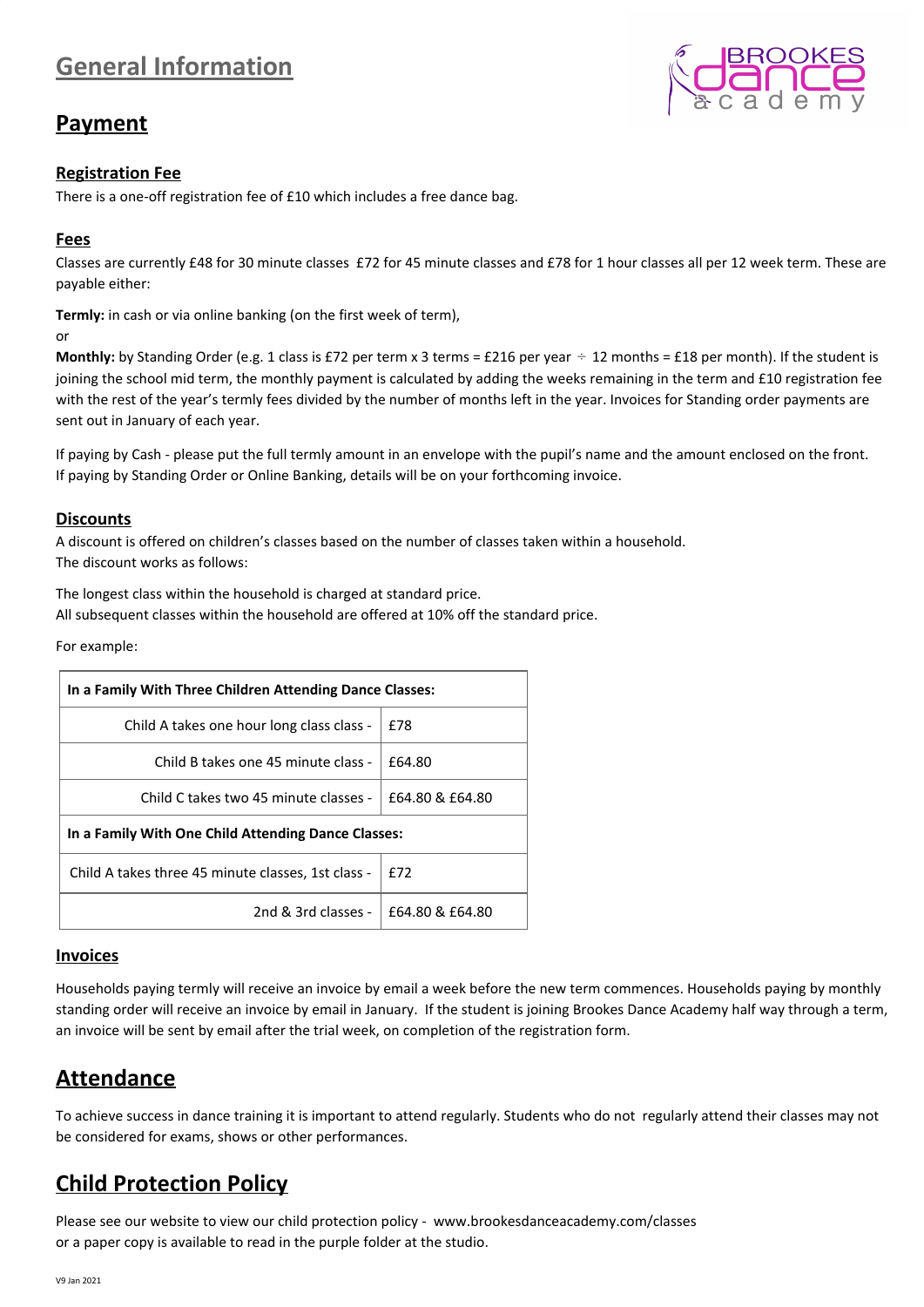# General Information

## Payment

### Registration Fee

There is a one-off registration fee of £10 which includes a free dance bag.

### Fees

Classes are currently £48 for 30 minute classes £72 for 45 minute classes and £78 for 1 hour classes all per 12 week term. These are payable either:

**Termly:** in cash or via online banking (on the first week of term),

or

**Monthly:** by Standing Order (e.g. 1 class is £72 per term x 3 terms = £216 per year ÷ 12 months = £18 per month). If the student is joining the school mid term, the monthly payment is calculated by adding the weeks remaining in the term and £10 registration fee with the rest of the year's termly fees divided by the number of months left in the year. Invoices for Standing order payments are sent out in January of each year.

If paying by Cash - please put the full termly amount in an envelope with the pupil's name and the amount enclosed on the front. If paying by Standing Order or Online Banking, details will be on your forthcoming invoice.

### Discounts

A discount is offered on children's classes based on the number of classes taken within a household.
The discount works as follows:

The longest class within the household is charged at standard price.
All subsequent classes within the household are offered at 10% off the standard price.

For example:

| | |
|---|---|
| **In a Family With Three Children Attending Dance Classes:** | |
| Child A takes one hour long class class - | £78 |
| Child B takes one 45 minute class - | £64.80 |
| Child C takes two 45 minute classes - | £64.80 & £64.80 |
| **In a Family With One Child Attending Dance Classes:** | |
| Child A takes three 45 minute classes, 1st class - | £72 |
| 2nd & 3rd classes - | £64.80 & £64.80 |

### Invoices

Households paying termly will receive an invoice by email a week before the new term commences. Households paying by monthly standing order will receive an invoice by email in January. If the student is joining Brookes Dance Academy half way through a term, an invoice will be sent by email after the trial week, on completion of the registration form.

## Attendance

To achieve success in dance training it is important to attend regularly. Students who do not regularly attend their classes may not be considered for exams, shows or other performances.

## Child Protection Policy

Please see our website to view our child protection policy - www.brookesdanceacademy.com/classes
or a paper copy is available to read in the purple folder at the studio.

V9 Jan 2021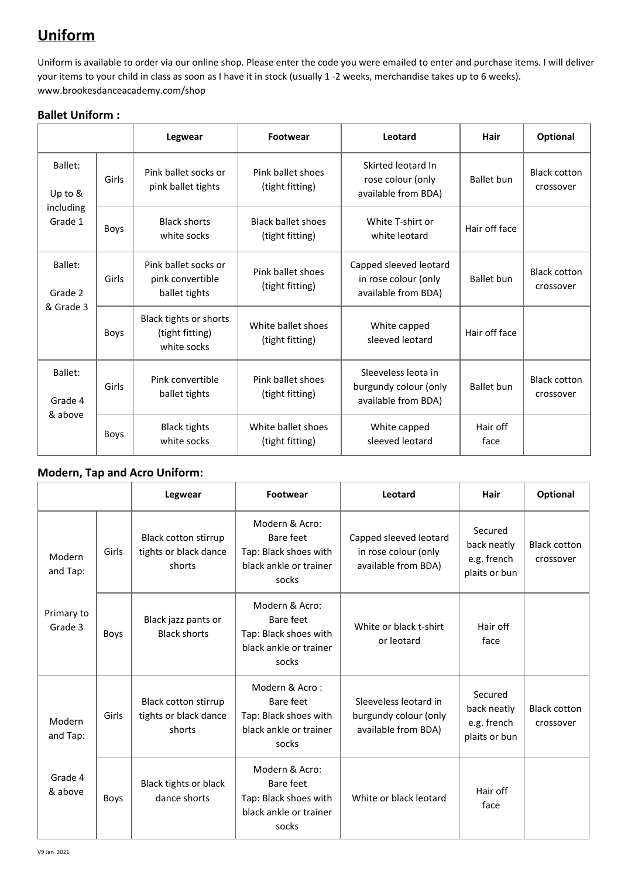# Uniform

Uniform is available to order via our online shop. Please enter the code you were emailed to enter and purchase items. I will deliver your items to your child in class as soon as I have it in stock (usually 1 -2 weeks, merchandise takes up to 6 weeks). www.brookesdanceacademy.com/shop

### Ballet Uniform :

| | | Legwear | Footwear | Leotard | Hair | Optional |
|---|---|---|---|---|---|---|
| Ballet: Up to & including Grade 1 | Girls | Pink ballet socks or pink ballet tights | Pink ballet shoes (tight fitting) | Skirted leotard In rose colour (only available from BDA) | Ballet bun | Black cotton crossover |
| | Boys | Black shorts white socks | Black ballet shoes (tight fitting) | White T-shirt or white leotard | Hair off face | |
| Ballet: Grade 2 & Grade 3 | Girls | Pink ballet socks or pink convertible ballet tights | Pink ballet shoes (tight fitting) | Capped sleeved leotard in rose colour (only available from BDA) | Ballet bun | Black cotton crossover |
| | Boys | Black tights or shorts (tight fitting) white socks | White ballet shoes (tight fitting) | White capped sleeved leotard | Hair off face | |
| Ballet: Grade 4 & above | Girls | Pink convertible ballet tights | Pink ballet shoes (tight fitting) | Sleeveless leota in burgundy colour (only available from BDA) | Ballet bun | Black cotton crossover |
| | Boys | Black tights white socks | White ballet shoes (tight fitting) | White capped sleeved leotard | Hair off face | |

### Modern, Tap and Acro Uniform:

| | | Legwear | Footwear | Leotard | Hair | Optional |
|---|---|---|---|---|---|---|
| Modern and Tap: Primary to Grade 3 | Girls | Black cotton stirrup tights or black dance shorts | Modern & Acro: Bare feet Tap: Black shoes with black ankle or trainer socks | Capped sleeved leotard in rose colour (only available from BDA) | Secured back neatly e.g. french plaits or bun | Black cotton crossover |
| | Boys | Black jazz pants or Black shorts | Modern & Acro: Bare feet Tap: Black shoes with black ankle or trainer socks | White or black t-shirt or leotard | Hair off face | |
| Modern and Tap: Grade 4 & above | Girls | Black cotton stirrup tights or black dance shorts | Modern & Acro : Bare feet Tap: Black shoes with black ankle or trainer socks | Sleeveless leotard in burgundy colour (only available from BDA) | Secured back neatly e.g. french plaits or bun | Black cotton crossover |
| | Boys | Black tights or black dance shorts | Modern & Acro: Bare feet Tap: Black shoes with black ankle or trainer socks | White or black leotard | Hair off face | |

V9 Jan 2021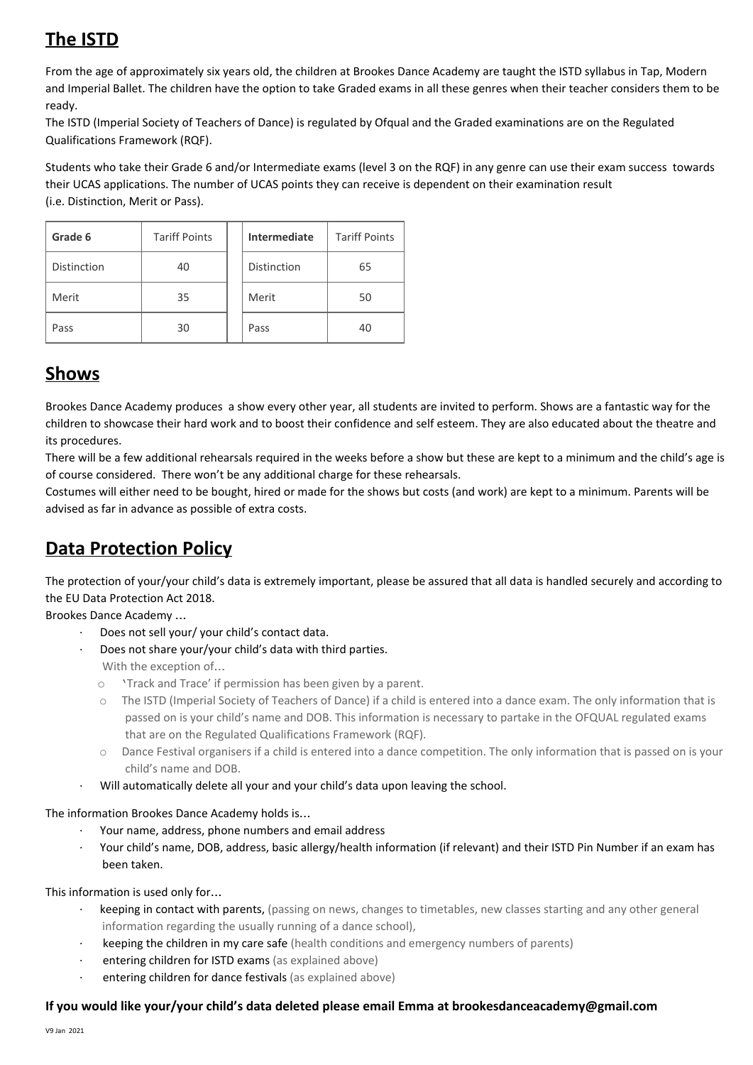## **The ISTD**

From the age of approximately six years old, the children at Brookes Dance Academy are taught the ISTD syllabus in Tap, Modern and Imperial Ballet. The children have the option to take Graded exams in all these genres when their teacher considers them to be ready.

The ISTD (Imperial Society of Teachers of Dance) is regulated by Ofqual and the Graded examinations are on the Regulated Qualifications Framework (RQF).

Students who take their Grade 6 and/or Intermediate exams (level 3 on the RQF) in any genre can use their exam success towards their UCAS applications. The number of UCAS points they can receive is dependent on their examination result (i.e. Distinction, Merit or Pass).

| **Grade 6** | Tariff Points | | **Intermediate** | Tariff Points |
|---|---|---|---|---|
| Distinction | 40 | | Distinction | 65 |
| Merit | 35 | | Merit | 50 |
| Pass | 30 | | Pass | 40 |

## **Shows**

Brookes Dance Academy produces a show every other year, all students are invited to perform. Shows are a fantastic way for the children to showcase their hard work and to boost their confidence and self esteem. They are also educated about the theatre and its procedures.

There will be a few additional rehearsals required in the weeks before a show but these are kept to a minimum and the child's age is of course considered. There won't be any additional charge for these rehearsals.

Costumes will either need to be bought, hired or made for the shows but costs (and work) are kept to a minimum. Parents will be advised as far in advance as possible of extra costs.

## **Data Protection Policy**

The protection of your/your child's data is extremely important, please be assured that all data is handled securely and according to the EU Data Protection Act 2018.

Brookes Dance Academy …

- Does not sell your/ your child's contact data.
- Does not share your/your child's data with third parties.
  With the exception of…
  - 'Track and Trace' if permission has been given by a parent.
  - The ISTD (Imperial Society of Teachers of Dance) if a child is entered into a dance exam. The only information that is passed on is your child's name and DOB. This information is necessary to partake in the OFQUAL regulated exams that are on the Regulated Qualifications Framework (RQF).
  - Dance Festival organisers if a child is entered into a dance competition. The only information that is passed on is your child's name and DOB.
- Will automatically delete all your and your child's data upon leaving the school.

The information Brookes Dance Academy holds is…

- Your name, address, phone numbers and email address
- Your child's name, DOB, address, basic allergy/health information (if relevant) and their ISTD Pin Number if an exam has been taken.

This information is used only for…

- keeping in contact with parents, (passing on news, changes to timetables, new classes starting and any other general information regarding the usually running of a dance school),
- keeping the children in my care safe (health conditions and emergency numbers of parents)
- entering children for ISTD exams (as explained above)
- entering children for dance festivals (as explained above)

**If you would like your/your child's data deleted please email Emma at brookesdanceacademy@gmail.com**

V9 Jan 2021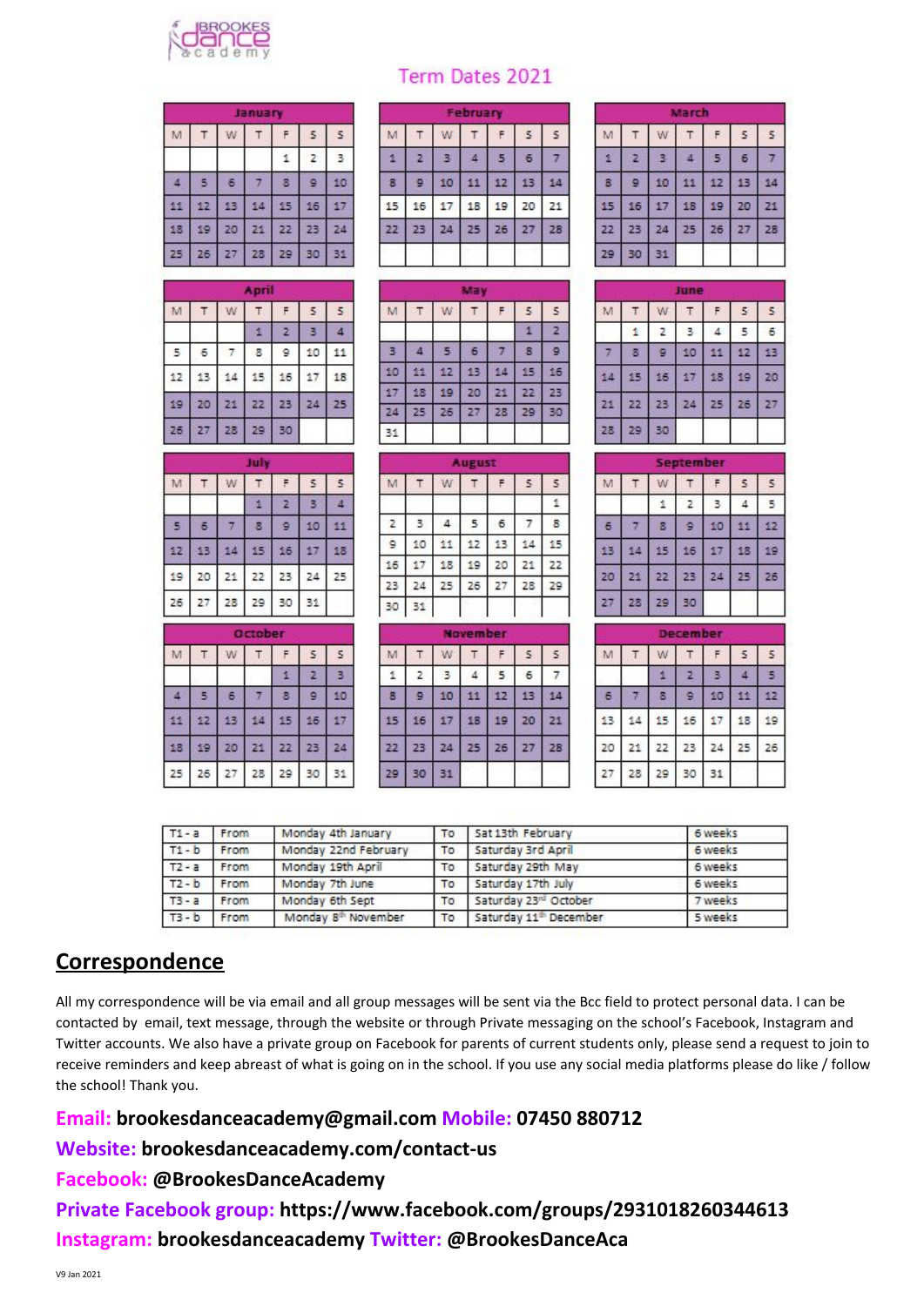Brookes dance academy

# Term Dates 2021

| January | | | | | | |
|---|---|---|---|---|---|---|
| M | T | W | T | F | S | S |
| | | | | 1 | 2 | 3 |
| 4 | 5 | 6 | 7 | 8 | 9 | 10 |
| 11 | 12 | 13 | 14 | 15 | 16 | 17 |
| 18 | 19 | 20 | 21 | 22 | 23 | 24 |
| 25 | 26 | 27 | 28 | 29 | 30 | 31 |

| February | | | | | | |
|---|---|---|---|---|---|---|
| M | T | W | T | F | S | S |
| 1 | 2 | 3 | 4 | 5 | 6 | 7 |
| 8 | 9 | 10 | 11 | 12 | 13 | 14 |
| 15 | 16 | 17 | 18 | 19 | 20 | 21 |
| 22 | 23 | 24 | 25 | 26 | 27 | 28 |

| March | | | | | | |
|---|---|---|---|---|---|---|
| M | T | W | T | F | S | S |
| 1 | 2 | 3 | 4 | 5 | 6 | 7 |
| 8 | 9 | 10 | 11 | 12 | 13 | 14 |
| 15 | 16 | 17 | 18 | 19 | 20 | 21 |
| 22 | 23 | 24 | 25 | 26 | 27 | 28 |
| 29 | 30 | 31 | | | | |

| April | | | | | | |
|---|---|---|---|---|---|---|
| M | T | W | T | F | S | S |
| | | | 1 | 2 | 3 | 4 |
| 5 | 6 | 7 | 8 | 9 | 10 | 11 |
| 12 | 13 | 14 | 15 | 16 | 17 | 18 |
| 19 | 20 | 21 | 22 | 23 | 24 | 25 |
| 26 | 27 | 28 | 29 | 30 | | |

| May | | | | | | |
|---|---|---|---|---|---|---|
| M | T | W | T | F | S | S |
| | | | | | 1 | 2 |
| 3 | 4 | 5 | 6 | 7 | 8 | 9 |
| 10 | 11 | 12 | 13 | 14 | 15 | 16 |
| 17 | 18 | 19 | 20 | 21 | 22 | 23 |
| 24 | 25 | 26 | 27 | 28 | 29 | 30 |
| 31 | | | | | | |

| June | | | | | | |
|---|---|---|---|---|---|---|
| M | T | W | T | F | S | S |
| | 1 | 2 | 3 | 4 | 5 | 6 |
| 7 | 8 | 9 | 10 | 11 | 12 | 13 |
| 14 | 15 | 16 | 17 | 18 | 19 | 20 |
| 21 | 22 | 23 | 24 | 25 | 26 | 27 |
| 28 | 29 | 30 | | | | |

| July | | | | | | |
|---|---|---|---|---|---|---|
| M | T | W | T | F | S | S |
| | | | 1 | 2 | 3 | 4 |
| 5 | 6 | 7 | 8 | 9 | 10 | 11 |
| 12 | 13 | 14 | 15 | 16 | 17 | 18 |
| 19 | 20 | 21 | 22 | 23 | 24 | 25 |
| 26 | 27 | 28 | 29 | 30 | 31 | |

| August | | | | | | |
|---|---|---|---|---|---|---|
| M | T | W | T | F | S | S |
| | | | | | | 1 |
| 2 | 3 | 4 | 5 | 6 | 7 | 8 |
| 9 | 10 | 11 | 12 | 13 | 14 | 15 |
| 16 | 17 | 18 | 19 | 20 | 21 | 22 |
| 23 | 24 | 25 | 26 | 27 | 28 | 29 |
| 30 | 31 | | | | | |

| September | | | | | | |
|---|---|---|---|---|---|---|
| M | T | W | T | F | S | S |
| | | 1 | 2 | 3 | 4 | 5 |
| 6 | 7 | 8 | 9 | 10 | 11 | 12 |
| 13 | 14 | 15 | 16 | 17 | 18 | 19 |
| 20 | 21 | 22 | 23 | 24 | 25 | 26 |
| 27 | 28 | 29 | 30 | | | |

| October | | | | | | |
|---|---|---|---|---|---|---|
| M | T | W | T | F | S | S |
| | | | | 1 | 2 | 3 |
| 4 | 5 | 6 | 7 | 8 | 9 | 10 |
| 11 | 12 | 13 | 14 | 15 | 16 | 17 |
| 18 | 19 | 20 | 21 | 22 | 23 | 24 |
| 25 | 26 | 27 | 28 | 29 | 30 | 31 |

| November | | | | | | |
|---|---|---|---|---|---|---|
| M | T | W | T | F | S | S |
| 1 | 2 | 3 | 4 | 5 | 6 | 7 |
| 8 | 9 | 10 | 11 | 12 | 13 | 14 |
| 15 | 16 | 17 | 18 | 19 | 20 | 21 |
| 22 | 23 | 24 | 25 | 26 | 27 | 28 |
| 29 | 30 | 31 | | | | |

| December | | | | | | |
|---|---|---|---|---|---|---|
| M | T | W | T | F | S | S |
| | | 1 | 2 | 3 | 4 | 5 |
| 6 | 7 | 8 | 9 | 10 | 11 | 12 |
| 13 | 14 | 15 | 16 | 17 | 18 | 19 |
| 20 | 21 | 22 | 23 | 24 | 25 | 26 |
| 27 | 28 | 29 | 30 | 31 | | |

| | | | | | |
|---|---|---|---|---|---|
| T1 - a | From | Monday 4th January | To | Sat 13th February | 6 weeks |
| T1 - b | From | Monday 22nd February | To | Saturday 3rd April | 6 weeks |
| T2 - a | From | Monday 19th April | To | Saturday 29th May | 6 weeks |
| T2 - b | From | Monday 7th June | To | Saturday 17th July | 6 weeks |
| T3 - a | From | Monday 6th Sept | To | Saturday 23rd October | 7 weeks |
| T3 - b | From | Monday 8th November | To | Saturday 11th December | 5 weeks |

## Correspondence

All my correspondence will be via email and all group messages will be sent via the Bcc field to protect personal data. I can be contacted by email, text message, through the website or through Private messaging on the school's Facebook, Instagram and Twitter accounts. We also have a private group on Facebook for parents of current students only, please send a request to join to receive reminders and keep abreast of what is going on in the school. If you use any social media platforms please do like / follow the school! Thank you.

**Email: brookesdanceacademy@gmail.com Mobile: 07450 880712**

**Website: brookesdanceacademy.com/contact-us**

**Facebook: @BrookesDanceAcademy**

**Private Facebook group: https://www.facebook.com/groups/2931018260344613**

**Instagram: brookesdanceacademy Twitter: @BrookesDanceAca**

V9 Jan 2021